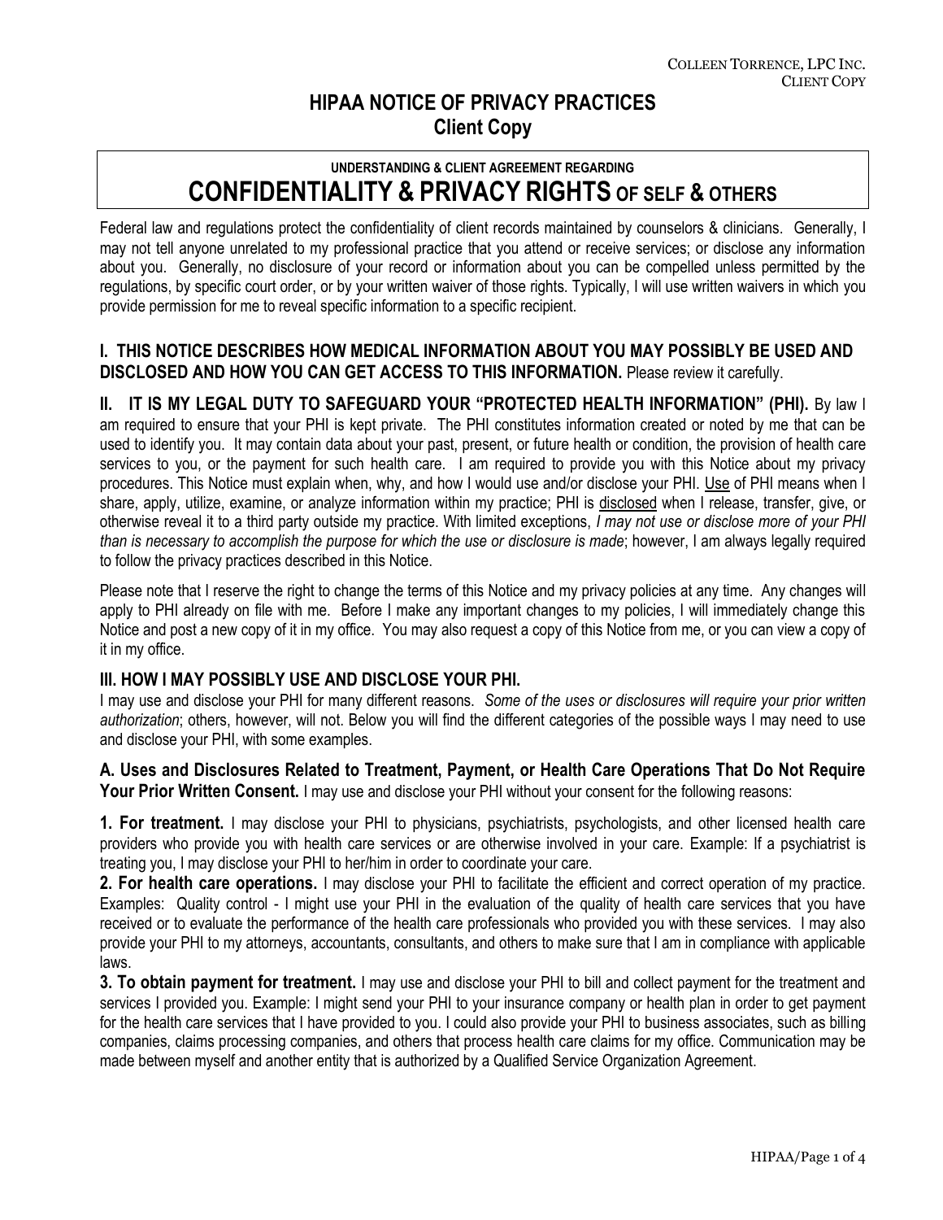# HIPAA NOTICE OF PRIVACY PRACTICES
## Client Copy

**UNDERSTANDING & CLIENT AGREEMENT REGARDING**

## CONFIDENTIALITY & PRIVACY RIGHTS OF SELF & OTHERS

Federal law and regulations protect the confidentiality of client records maintained by counselors & clinicians. Generally, I may not tell anyone unrelated to my professional practice that you attend or receive services; or disclose any information about you. Generally, no disclosure of your record or information about you can be compelled unless permitted by the regulations, by specific court order, or by your written waiver of those rights. Typically, I will use written waivers in which you provide permission for me to reveal specific information to a specific recipient.

### I. THIS NOTICE DESCRIBES HOW MEDICAL INFORMATION ABOUT YOU MAY POSSIBLY BE USED AND DISCLOSED AND HOW YOU CAN GET ACCESS TO THIS INFORMATION.

Please review it carefully.

### II. IT IS MY LEGAL DUTY TO SAFEGUARD YOUR "PROTECTED HEALTH INFORMATION" (PHI).

By law I am required to ensure that your PHI is kept private. The PHI constitutes information created or noted by me that can be used to identify you. It may contain data about your past, present, or future health or condition, the provision of health care services to you, or the payment for such health care. I am required to provide you with this Notice about my privacy procedures. This Notice must explain when, why, and how I would use and/or disclose your PHI. Use of PHI means when I share, apply, utilize, examine, or analyze information within my practice; PHI is disclosed when I release, transfer, give, or otherwise reveal it to a third party outside my practice. With limited exceptions, *I may not use or disclose more of your PHI than is necessary to accomplish the purpose for which the use or disclosure is made*; however, I am always legally required to follow the privacy practices described in this Notice.

Please note that I reserve the right to change the terms of this Notice and my privacy policies at any time. Any changes will apply to PHI already on file with me. Before I make any important changes to my policies, I will immediately change this Notice and post a new copy of it in my office. You may also request a copy of this Notice from me, or you can view a copy of it in my office.

### III. HOW I MAY POSSIBLY USE AND DISCLOSE YOUR PHI.

I may use and disclose your PHI for many different reasons. *Some of the uses or disclosures will require your prior written authorization*; others, however, will not. Below you will find the different categories of the possible ways I may need to use and disclose your PHI, with some examples.

#### A. Uses and Disclosures Related to Treatment, Payment, or Health Care Operations That Do Not Require Your Prior Written Consent.

I may use and disclose your PHI without your consent for the following reasons:

**1. For treatment.** I may disclose your PHI to physicians, psychiatrists, psychologists, and other licensed health care providers who provide you with health care services or are otherwise involved in your care. Example: If a psychiatrist is treating you, I may disclose your PHI to her/him in order to coordinate your care.

**2. For health care operations.** I may disclose your PHI to facilitate the efficient and correct operation of my practice. Examples: Quality control - I might use your PHI in the evaluation of the quality of health care services that you have received or to evaluate the performance of the health care professionals who provided you with these services. I may also provide your PHI to my attorneys, accountants, consultants, and others to make sure that I am in compliance with applicable laws.

**3. To obtain payment for treatment.** I may use and disclose your PHI to bill and collect payment for the treatment and services I provided you. Example: I might send your PHI to your insurance company or health plan in order to get payment for the health care services that I have provided to you. I could also provide your PHI to business associates, such as billing companies, claims processing companies, and others that process health care claims for my office. Communication may be made between myself and another entity that is authorized by a Qualified Service Organization Agreement.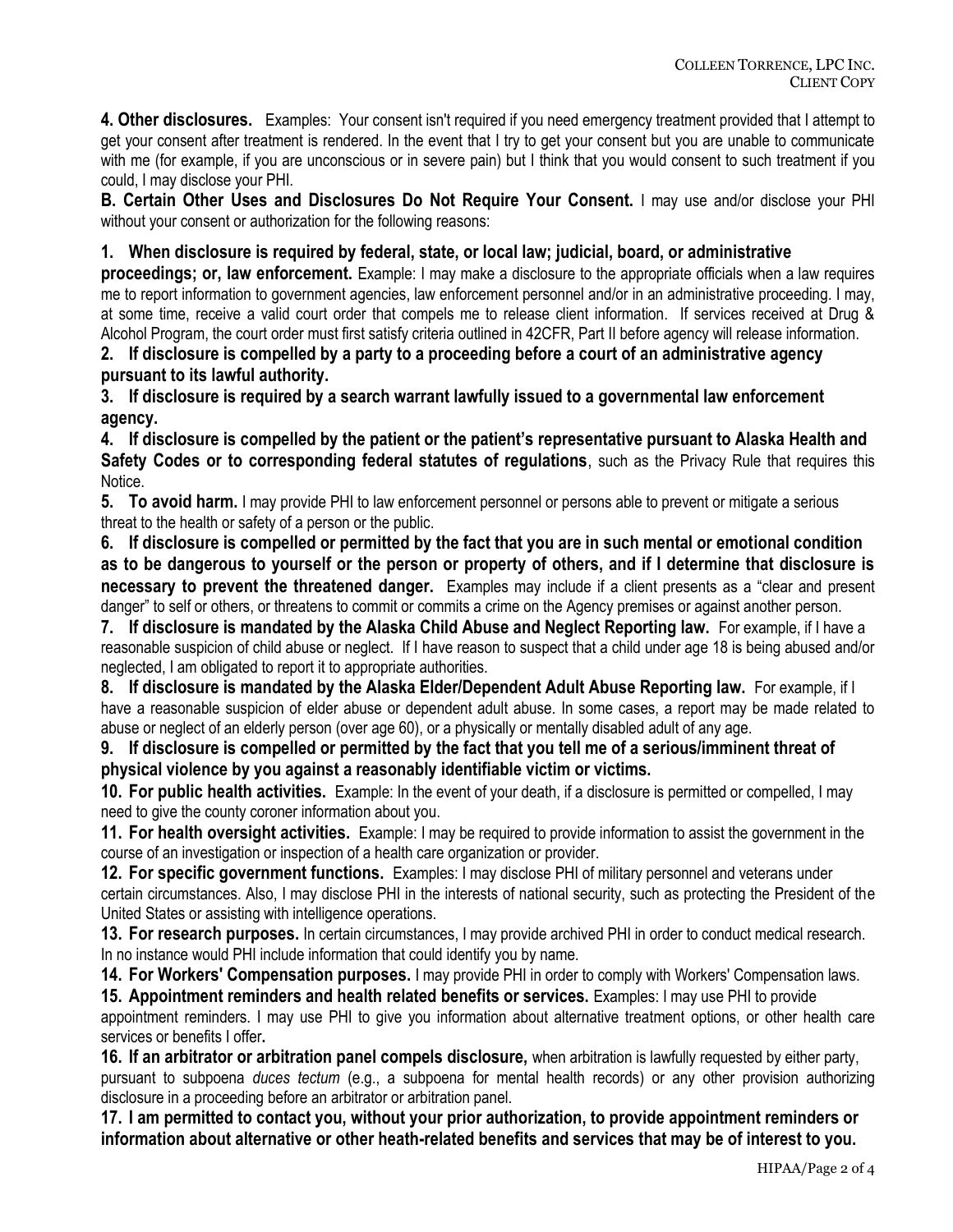**4. Other disclosures.** Examples: Your consent isn't required if you need emergency treatment provided that I attempt to get your consent after treatment is rendered. In the event that I try to get your consent but you are unable to communicate with me (for example, if you are unconscious or in severe pain) but I think that you would consent to such treatment if you could, I may disclose your PHI.

**B. Certain Other Uses and Disclosures Do Not Require Your Consent.** I may use and/or disclose your PHI without your consent or authorization for the following reasons:

**1. When disclosure is required by federal, state, or local law; judicial, board, or administrative proceedings; or, law enforcement.** Example: I may make a disclosure to the appropriate officials when a law requires me to report information to government agencies, law enforcement personnel and/or in an administrative proceeding. I may, at some time, receive a valid court order that compels me to release client information. If services received at Drug & Alcohol Program, the court order must first satisfy criteria outlined in 42CFR, Part II before agency will release information.

**2. If disclosure is compelled by a party to a proceeding before a court of an administrative agency pursuant to its lawful authority.**

**3. If disclosure is required by a search warrant lawfully issued to a governmental law enforcement agency.**

**4. If disclosure is compelled by the patient or the patient's representative pursuant to Alaska Health and Safety Codes or to corresponding federal statutes of regulations**, such as the Privacy Rule that requires this Notice.

**5. To avoid harm.** I may provide PHI to law enforcement personnel or persons able to prevent or mitigate a serious threat to the health or safety of a person or the public.

**6. If disclosure is compelled or permitted by the fact that you are in such mental or emotional condition as to be dangerous to yourself or the person or property of others, and if I determine that disclosure is necessary to prevent the threatened danger.** Examples may include if a client presents as a "clear and present danger" to self or others, or threatens to commit or commits a crime on the Agency premises or against another person.

**7. If disclosure is mandated by the Alaska Child Abuse and Neglect Reporting law.** For example, if I have a reasonable suspicion of child abuse or neglect. If I have reason to suspect that a child under age 18 is being abused and/or neglected, I am obligated to report it to appropriate authorities.

**8. If disclosure is mandated by the Alaska Elder/Dependent Adult Abuse Reporting law.** For example, if I have a reasonable suspicion of elder abuse or dependent adult abuse. In some cases, a report may be made related to abuse or neglect of an elderly person (over age 60), or a physically or mentally disabled adult of any age.

**9. If disclosure is compelled or permitted by the fact that you tell me of a serious/imminent threat of physical violence by you against a reasonably identifiable victim or victims.**

**10. For public health activities.** Example: In the event of your death, if a disclosure is permitted or compelled, I may need to give the county coroner information about you.

**11. For health oversight activities.** Example: I may be required to provide information to assist the government in the course of an investigation or inspection of a health care organization or provider.

**12. For specific government functions.** Examples: I may disclose PHI of military personnel and veterans under certain circumstances. Also, I may disclose PHI in the interests of national security, such as protecting the President of the United States or assisting with intelligence operations.

**13. For research purposes.** In certain circumstances, I may provide archived PHI in order to conduct medical research. In no instance would PHI include information that could identify you by name.

**14. For Workers' Compensation purposes.** I may provide PHI in order to comply with Workers' Compensation laws.

**15. Appointment reminders and health related benefits or services.** Examples: I may use PHI to provide appointment reminders. I may use PHI to give you information about alternative treatment options, or other health care services or benefits I offer**.**

**16. If an arbitrator or arbitration panel compels disclosure,** when arbitration is lawfully requested by either party, pursuant to subpoena *duces tectum* (e.g., a subpoena for mental health records) or any other provision authorizing disclosure in a proceeding before an arbitrator or arbitration panel.

**17. I am permitted to contact you, without your prior authorization, to provide appointment reminders or information about alternative or other heath-related benefits and services that may be of interest to you.**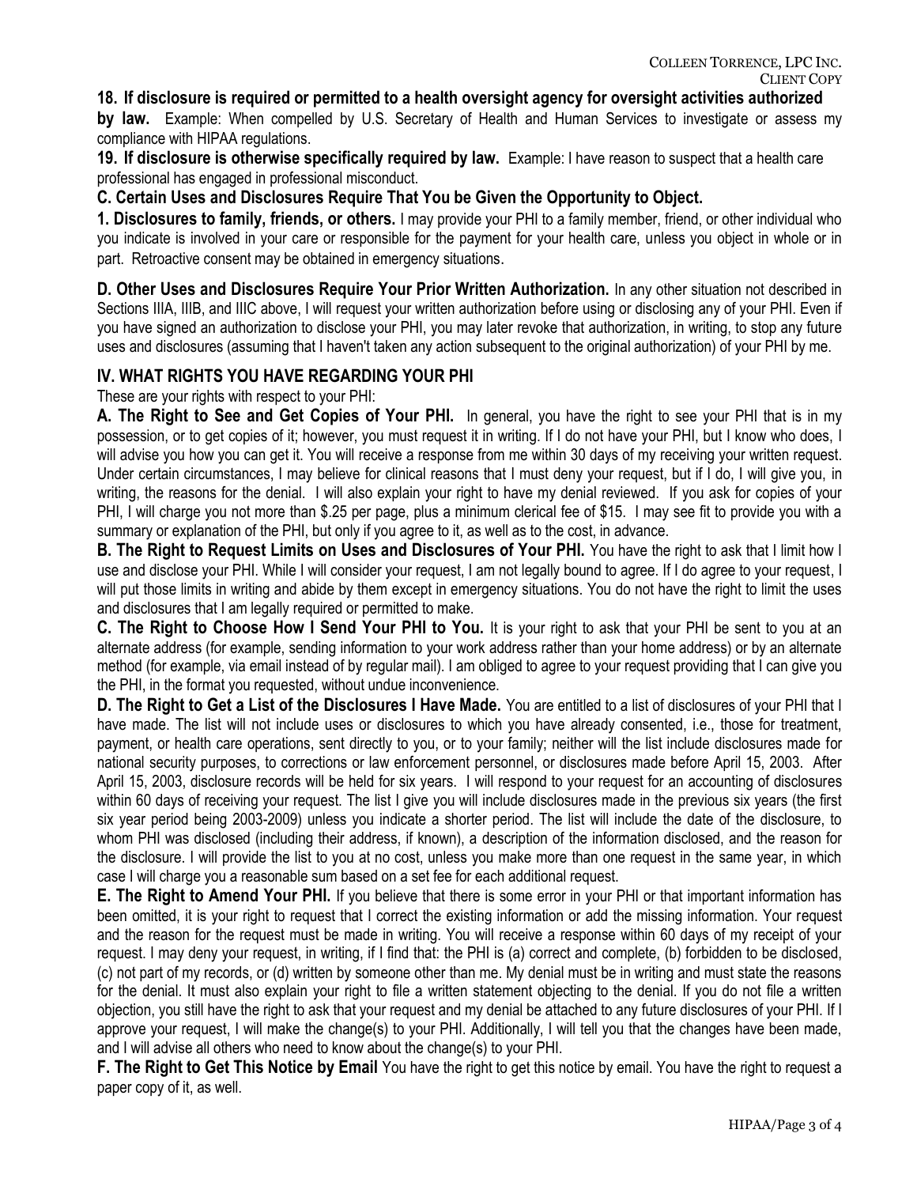**18. If disclosure is required or permitted to a health oversight agency for oversight activities authorized by law.** Example: When compelled by U.S. Secretary of Health and Human Services to investigate or assess my compliance with HIPAA regulations.

**19. If disclosure is otherwise specifically required by law.** Example: I have reason to suspect that a health care professional has engaged in professional misconduct.

**C. Certain Uses and Disclosures Require That You be Given the Opportunity to Object.**

**1. Disclosures to family, friends, or others.** I may provide your PHI to a family member, friend, or other individual who you indicate is involved in your care or responsible for the payment for your health care, unless you object in whole or in part. Retroactive consent may be obtained in emergency situations.

**D. Other Uses and Disclosures Require Your Prior Written Authorization.** In any other situation not described in Sections IIIA, IIIB, and IIIC above, I will request your written authorization before using or disclosing any of your PHI. Even if you have signed an authorization to disclose your PHI, you may later revoke that authorization, in writing, to stop any future uses and disclosures (assuming that I haven't taken any action subsequent to the original authorization) of your PHI by me.

## IV. WHAT RIGHTS YOU HAVE REGARDING YOUR PHI

These are your rights with respect to your PHI:

**A. The Right to See and Get Copies of Your PHI.** In general, you have the right to see your PHI that is in my possession, or to get copies of it; however, you must request it in writing. If I do not have your PHI, but I know who does, I will advise you how you can get it. You will receive a response from me within 30 days of my receiving your written request. Under certain circumstances, I may believe for clinical reasons that I must deny your request, but if I do, I will give you, in writing, the reasons for the denial. I will also explain your right to have my denial reviewed. If you ask for copies of your PHI, I will charge you not more than $.25 per page, plus a minimum clerical fee of $15. I may see fit to provide you with a summary or explanation of the PHI, but only if you agree to it, as well as to the cost, in advance.

**B. The Right to Request Limits on Uses and Disclosures of Your PHI.** You have the right to ask that I limit how I use and disclose your PHI. While I will consider your request, I am not legally bound to agree. If I do agree to your request, I will put those limits in writing and abide by them except in emergency situations. You do not have the right to limit the uses and disclosures that I am legally required or permitted to make.

**C. The Right to Choose How I Send Your PHI to You.** It is your right to ask that your PHI be sent to you at an alternate address (for example, sending information to your work address rather than your home address) or by an alternate method (for example, via email instead of by regular mail). I am obliged to agree to your request providing that I can give you the PHI, in the format you requested, without undue inconvenience.

**D. The Right to Get a List of the Disclosures I Have Made.** You are entitled to a list of disclosures of your PHI that I have made. The list will not include uses or disclosures to which you have already consented, i.e., those for treatment, payment, or health care operations, sent directly to you, or to your family; neither will the list include disclosures made for national security purposes, to corrections or law enforcement personnel, or disclosures made before April 15, 2003. After April 15, 2003, disclosure records will be held for six years. I will respond to your request for an accounting of disclosures within 60 days of receiving your request. The list I give you will include disclosures made in the previous six years (the first six year period being 2003-2009) unless you indicate a shorter period. The list will include the date of the disclosure, to whom PHI was disclosed (including their address, if known), a description of the information disclosed, and the reason for the disclosure. I will provide the list to you at no cost, unless you make more than one request in the same year, in which case I will charge you a reasonable sum based on a set fee for each additional request.

**E. The Right to Amend Your PHI.** If you believe that there is some error in your PHI or that important information has been omitted, it is your right to request that I correct the existing information or add the missing information. Your request and the reason for the request must be made in writing. You will receive a response within 60 days of my receipt of your request. I may deny your request, in writing, if I find that: the PHI is (a) correct and complete, (b) forbidden to be disclosed, (c) not part of my records, or (d) written by someone other than me. My denial must be in writing and must state the reasons for the denial. It must also explain your right to file a written statement objecting to the denial. If you do not file a written objection, you still have the right to ask that your request and my denial be attached to any future disclosures of your PHI. If I approve your request, I will make the change(s) to your PHI. Additionally, I will tell you that the changes have been made, and I will advise all others who need to know about the change(s) to your PHI.

**F. The Right to Get This Notice by Email** You have the right to get this notice by email. You have the right to request a paper copy of it, as well.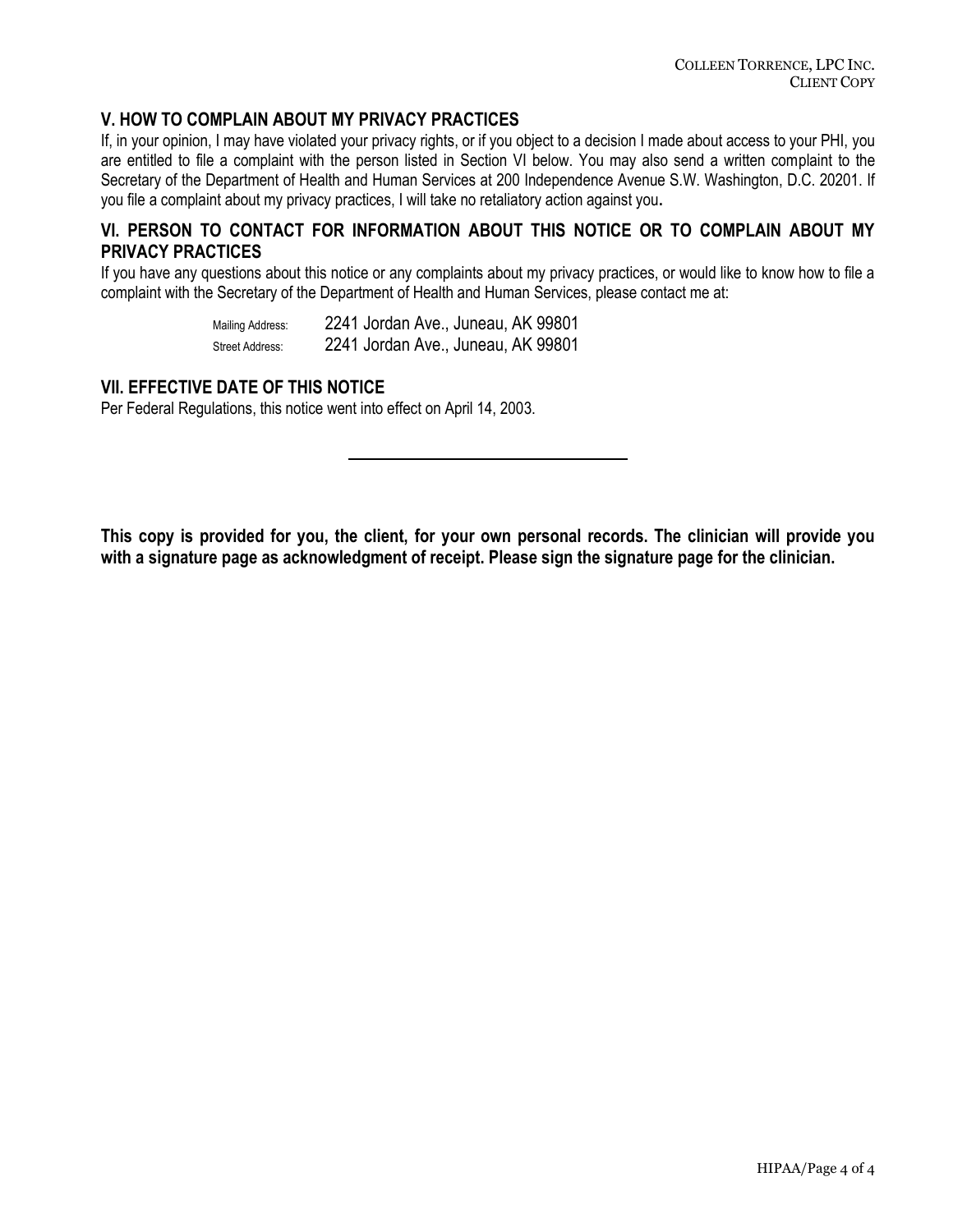## V. HOW TO COMPLAIN ABOUT MY PRIVACY PRACTICES

If, in your opinion, I may have violated your privacy rights, or if you object to a decision I made about access to your PHI, you are entitled to file a complaint with the person listed in Section VI below. You may also send a written complaint to the Secretary of the Department of Health and Human Services at 200 Independence Avenue S.W. Washington, D.C. 20201. If you file a complaint about my privacy practices, I will take no retaliatory action against you**.**

## VI. PERSON TO CONTACT FOR INFORMATION ABOUT THIS NOTICE OR TO COMPLAIN ABOUT MY PRIVACY PRACTICES

If you have any questions about this notice or any complaints about my privacy practices, or would like to know how to file a complaint with the Secretary of the Department of Health and Human Services, please contact me at:

| | |
|---|---|
| Mailing Address: | 2241 Jordan Ave., Juneau, AK 99801 |
| Street Address: | 2241 Jordan Ave., Juneau, AK 99801 |

## VII. EFFECTIVE DATE OF THIS NOTICE

Per Federal Regulations, this notice went into effect on April 14, 2003.

---

**This copy is provided for you, the client, for your own personal records. The clinician will provide you with a signature page as acknowledgment of receipt. Please sign the signature page for the clinician.**